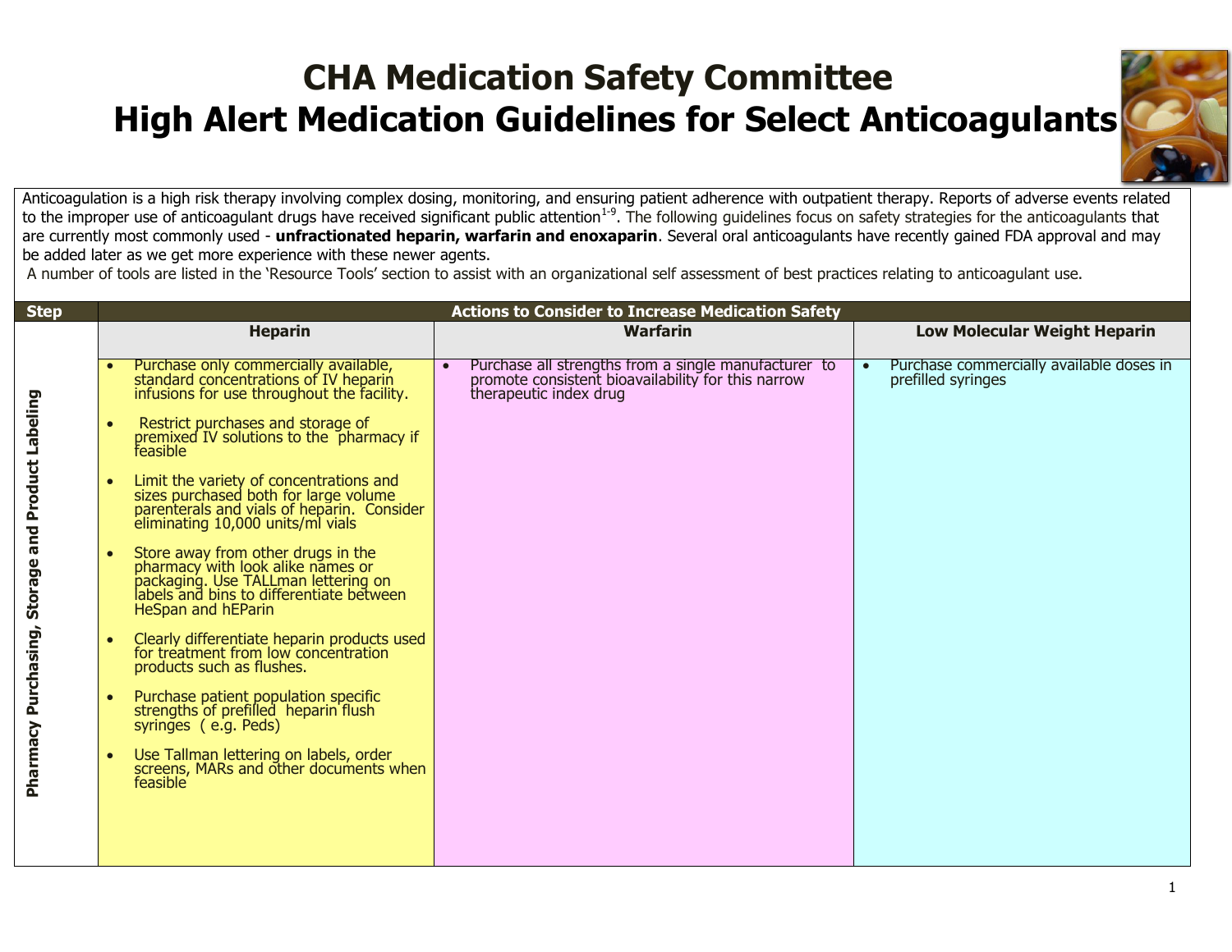# CHA Medication Safety Committee
# High Alert Medication Guidelines for Select Anticoagulants

Anticoagulation is a high risk therapy involving complex dosing, monitoring, and ensuring patient adherence with outpatient therapy. Reports of adverse events related to the improper use of anticoagulant drugs have received significant public attention[1-9]. The following guidelines focus on safety strategies for the anticoagulants that are currently most commonly used - **unfractionated heparin, warfarin and enoxaparin**. Several oral anticoagulants have recently gained FDA approval and may be added later as we get more experience with these newer agents.

A number of tools are listed in the 'Resource Tools' section to assist with an organizational self assessment of best practices relating to anticoagulant use.

| Step | Actions to Consider to Increase Medication Safety | | |
|---|---|---|---|
| | **Heparin** | **Warfarin** | **Low Molecular Weight Heparin** |
| **Pharmacy Purchasing, Storage and Product Labeling** | • Purchase only commercially available, standard concentrations of IV heparin infusions for use throughout the facility.<br><br>• Restrict purchases and storage of premixed IV solutions to the pharmacy if feasible<br><br>• Limit the variety of concentrations and sizes purchased both for large volume parenterals and vials of heparin. Consider eliminating 10,000 units/ml vials<br><br>• Store away from other drugs in the pharmacy with look alike names or packaging. Use TALLman lettering on labels and bins to differentiate between HeSpan and hEParin<br><br>• Clearly differentiate heparin products used for treatment from low concentration products such as flushes.<br><br>• Purchase patient population specific strengths of prefilled heparin flush syringes (e.g. Peds)<br><br>• Use Tallman lettering on labels, order screens, MARs and other documents when feasible | • Purchase all strengths from a single manufacturer to promote consistent bioavailability for this narrow therapeutic index drug | • Purchase commercially available doses in prefilled syringes |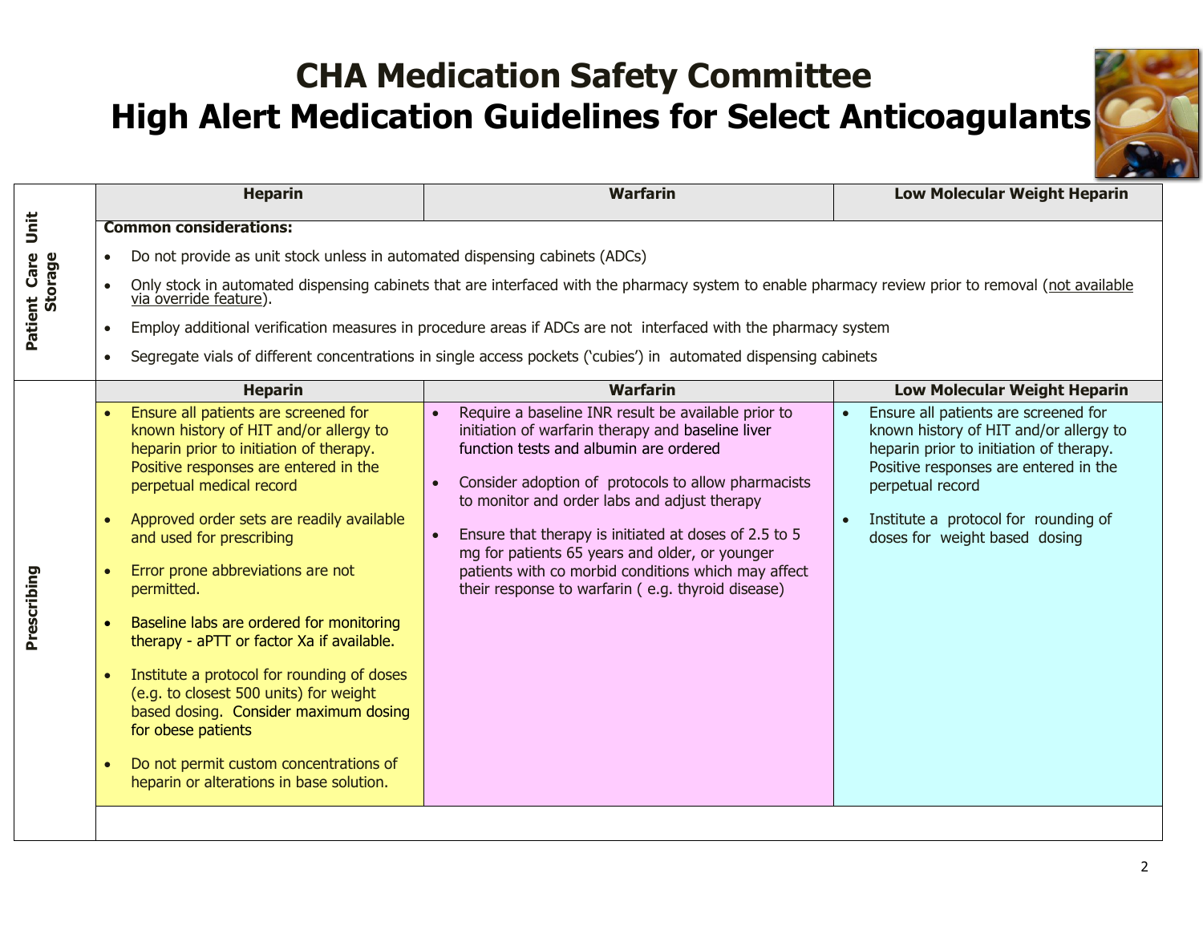# CHA Medication Safety Committee
# High Alert Medication Guidelines for Select Anticoagulants

## Patient Care Unit Storage

| Heparin | Warfarin | Low Molecular Weight Heparin |
|---|---|---|

**Common considerations:**

- Do not provide as unit stock unless in automated dispensing cabinets (ADCs)
- Only stock in automated dispensing cabinets that are interfaced with the pharmacy system to enable pharmacy review prior to removal (not available via override feature).
- Employ additional verification measures in procedure areas if ADCs are not interfaced with the pharmacy system
- Segregate vials of different concentrations in single access pockets ('cubies') in automated dispensing cabinets

## Prescribing

| Heparin | Warfarin | Low Molecular Weight Heparin |
|---|---|---|
| • Ensure all patients are screened for known history of HIT and/or allergy to heparin prior to initiation of therapy. Positive responses are entered in the perpetual medical record<br><br>• Approved order sets are readily available and used for prescribing<br><br>• Error prone abbreviations are not permitted.<br><br>• Baseline labs are ordered for monitoring therapy - aPTT or factor Xa if available.<br><br>• Institute a protocol for rounding of doses (e.g. to closest 500 units) for weight based dosing. Consider maximum dosing for obese patients<br><br>• Do not permit custom concentrations of heparin or alterations in base solution. | • Require a baseline INR result be available prior to initiation of warfarin therapy and baseline liver function tests and albumin are ordered<br><br>• Consider adoption of protocols to allow pharmacists to monitor and order labs and adjust therapy<br><br>• Ensure that therapy is initiated at doses of 2.5 to 5 mg for patients 65 years and older, or younger patients with co morbid conditions which may affect their response to warfarin ( e.g. thyroid disease) | • Ensure all patients are screened for known history of HIT and/or allergy to heparin prior to initiation of therapy. Positive responses are entered in the perpetual record<br><br>• Institute a protocol for rounding of doses for weight based dosing |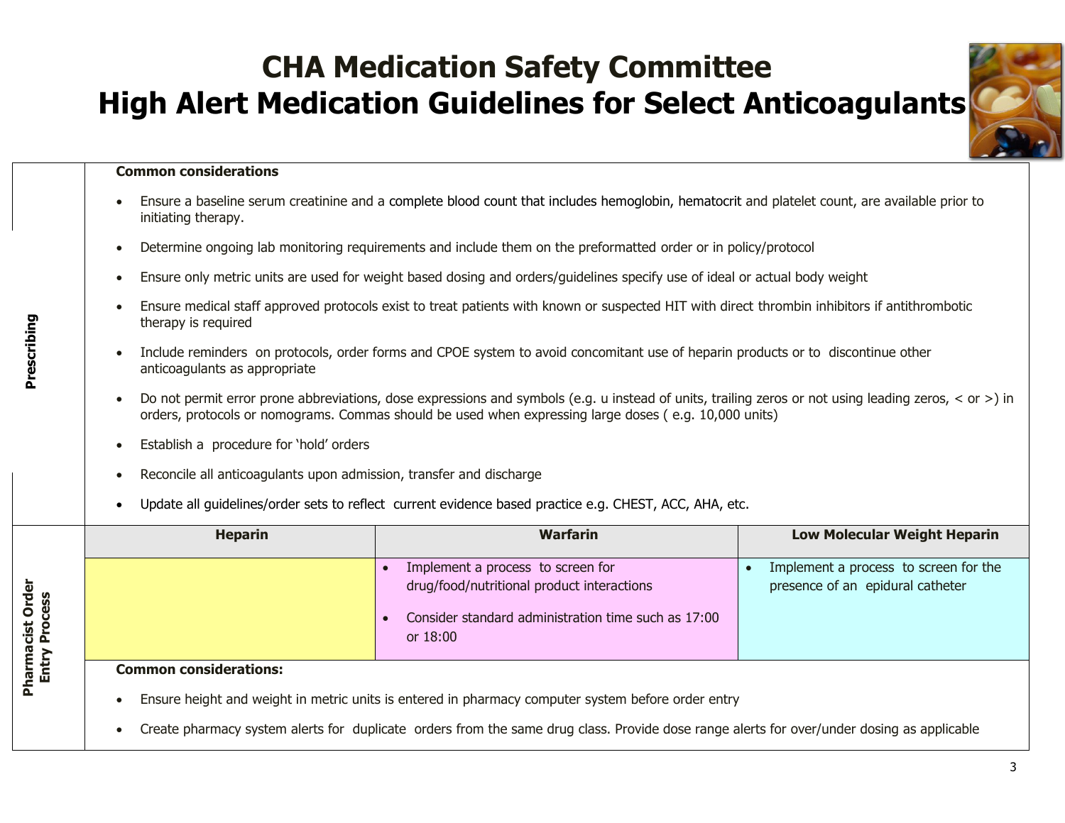# CHA Medication Safety Committee
# High Alert Medication Guidelines for Select Anticoagulants

## Prescribing

**Common considerations**

- Ensure a baseline serum creatinine and a complete blood count that includes hemoglobin, hematocrit and platelet count, are available prior to initiating therapy.
- Determine ongoing lab monitoring requirements and include them on the preformatted order or in policy/protocol
- Ensure only metric units are used for weight based dosing and orders/guidelines specify use of ideal or actual body weight
- Ensure medical staff approved protocols exist to treat patients with known or suspected HIT with direct thrombin inhibitors if antithrombotic therapy is required
- Include reminders on protocols, order forms and CPOE system to avoid concomitant use of heparin products or to discontinue other anticoagulants as appropriate
- Do not permit error prone abbreviations, dose expressions and symbols (e.g. u instead of units, trailing zeros or not using leading zeros, < or >) in orders, protocols or nomograms. Commas should be used when expressing large doses ( e.g. 10,000 units)
- Establish a procedure for 'hold' orders
- Reconcile all anticoagulants upon admission, transfer and discharge
- Update all guidelines/order sets to reflect current evidence based practice e.g. CHEST, ACC, AHA, etc.

## Pharmacist Order Entry Process

| Heparin | Warfarin | Low Molecular Weight Heparin |
|---|---|---|
| | • Implement a process to screen for drug/food/nutritional product interactions<br>• Consider standard administration time such as 17:00 or 18:00 | • Implement a process to screen for the presence of an epidural catheter |

**Common considerations:**

- Ensure height and weight in metric units is entered in pharmacy computer system before order entry
- Create pharmacy system alerts for duplicate orders from the same drug class. Provide dose range alerts for over/under dosing as applicable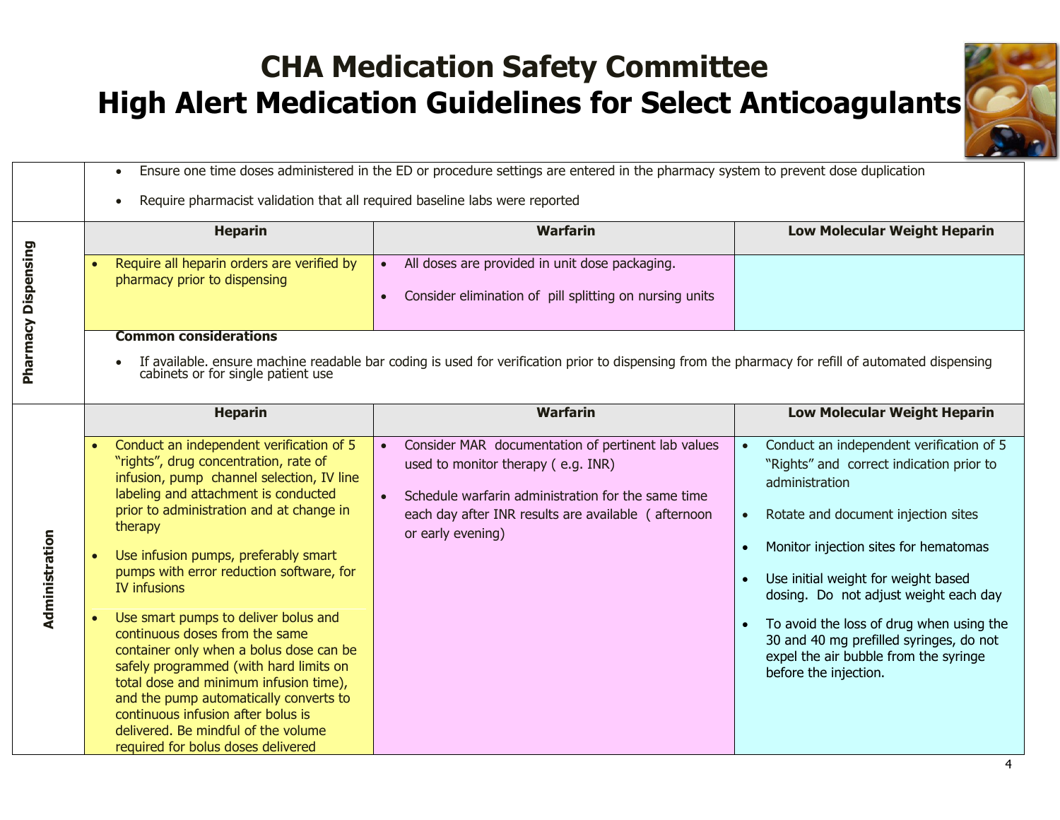# CHA Medication Safety Committee
# High Alert Medication Guidelines for Select Anticoagulants

- Ensure one time doses administered in the ED or procedure settings are entered in the pharmacy system to prevent dose duplication
- Require pharmacist validation that all required baseline labs were reported

## Pharmacy Dispensing

| Heparin | Warfarin | Low Molecular Weight Heparin |
|---|---|---|
| • Require all heparin orders are verified by pharmacy prior to dispensing | • All doses are provided in unit dose packaging.<br>• Consider elimination of pill splitting on nursing units | |

**Common considerations**

- If available. ensure machine readable bar coding is used for verification prior to dispensing from the pharmacy for refill of automated dispensing cabinets or for single patient use

## Administration

| Heparin | Warfarin | Low Molecular Weight Heparin |
|---|---|---|
| • Conduct an independent verification of 5 "rights", drug concentration, rate of infusion, pump channel selection, IV line labeling and attachment is conducted prior to administration and at change in therapy<br>• Use infusion pumps, preferably smart pumps with error reduction software, for IV infusions<br>• Use smart pumps to deliver bolus and continuous doses from the same container only when a bolus dose can be safely programmed (with hard limits on total dose and minimum infusion time), and the pump automatically converts to continuous infusion after bolus is delivered. Be mindful of the volume required for bolus doses delivered | • Consider MAR documentation of pertinent lab values used to monitor therapy ( e.g. INR)<br>• Schedule warfarin administration for the same time each day after INR results are available ( afternoon or early evening) | • Conduct an independent verification of 5 "Rights" and correct indication prior to administration<br>• Rotate and document injection sites<br>• Monitor injection sites for hematomas<br>• Use initial weight for weight based dosing. Do not adjust weight each day<br>• To avoid the loss of drug when using the 30 and 40 mg prefilled syringes, do not expel the air bubble from the syringe before the injection. |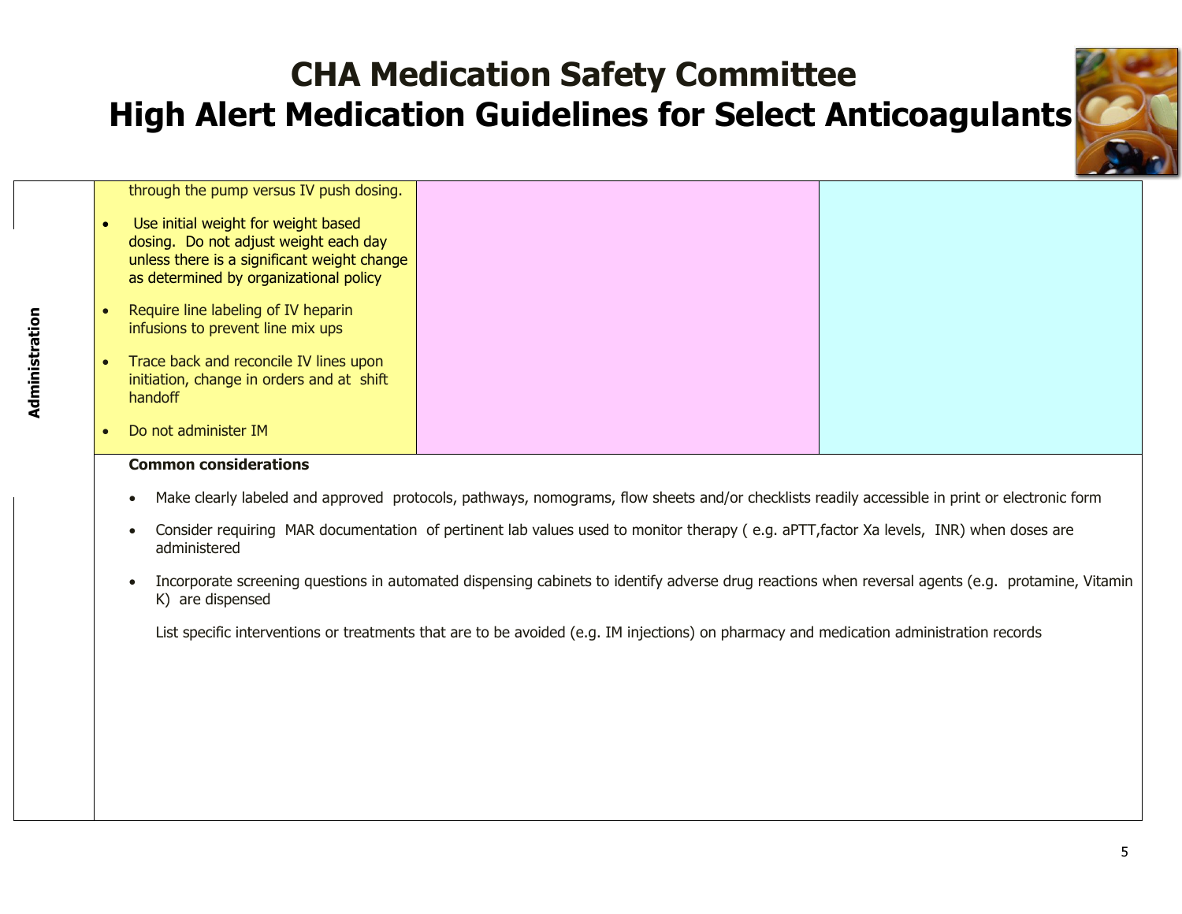# CHA Medication Safety Committee
# High Alert Medication Guidelines for Select Anticoagulants

| | | | |
|---|---|---|---|
| **Administration** | through the pump versus IV push dosing.<br><br>• Use initial weight for weight based dosing. Do not adjust weight each day unless there is a significant weight change as determined by organizational policy<br><br>• Require line labeling of IV heparin infusions to prevent line mix ups<br><br>• Trace back and reconcile IV lines upon initiation, change in orders and at shift handoff<br><br>• Do not administer IM | | |

**Common considerations**

- Make clearly labeled and approved protocols, pathways, nomograms, flow sheets and/or checklists readily accessible in print or electronic form
- Consider requiring MAR documentation of pertinent lab values used to monitor therapy ( e.g. aPTT,factor Xa levels, INR) when doses are administered
- Incorporate screening questions in automated dispensing cabinets to identify adverse drug reactions when reversal agents (e.g. protamine, Vitamin K) are dispensed

  List specific interventions or treatments that are to be avoided (e.g. IM injections) on pharmacy and medication administration records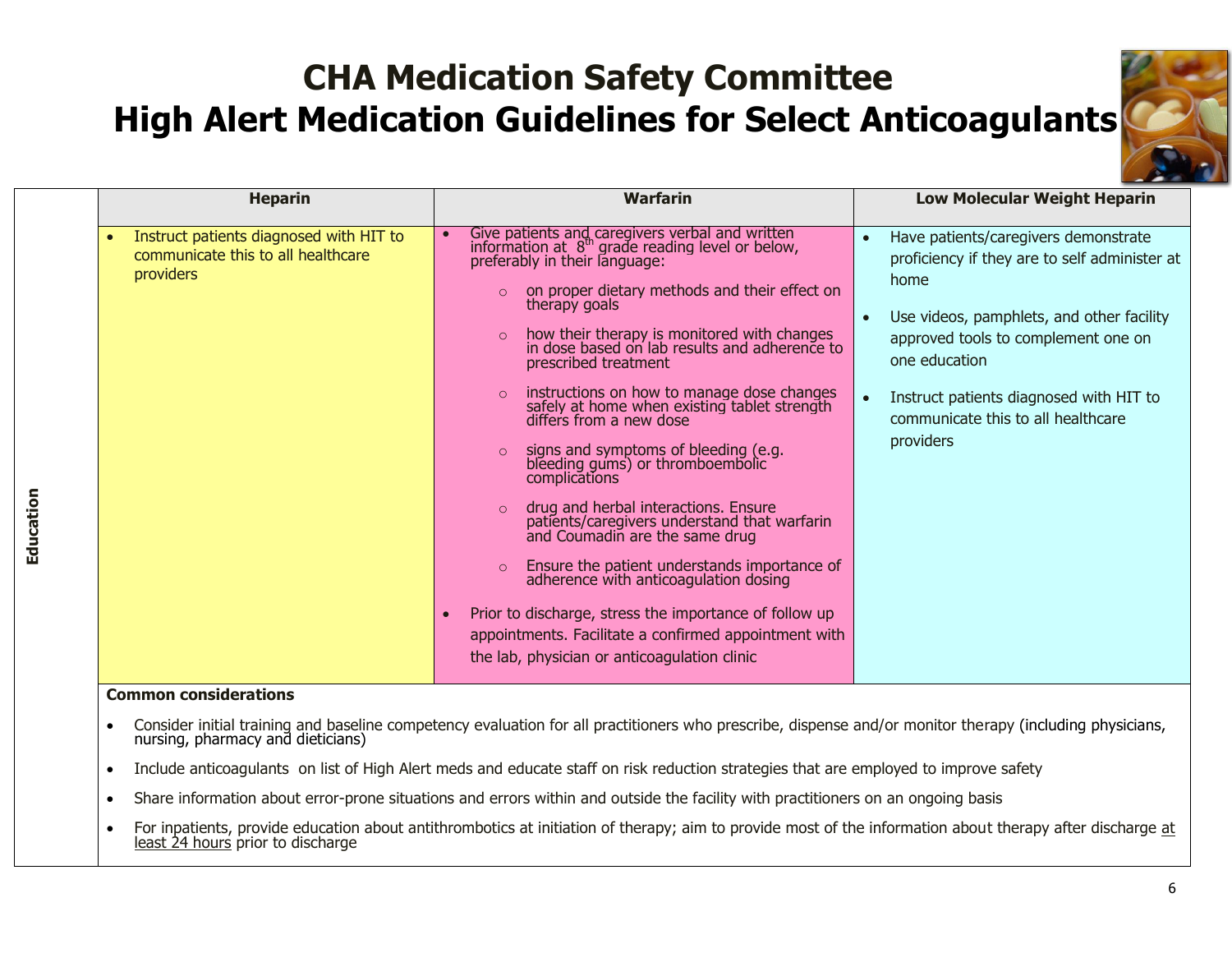# CHA Medication Safety Committee
# High Alert Medication Guidelines for Select Anticoagulants

| | Heparin | Warfarin | Low Molecular Weight Heparin |
|---|---|---|---|
| **Education** | • Instruct patients diagnosed with HIT to communicate this to all healthcare providers | • Give patients and caregivers verbal and written information at 8th grade reading level or below, preferably in their language:<br>○ on proper dietary methods and their effect on therapy goals<br>○ how their therapy is monitored with changes in dose based on lab results and adherence to prescribed treatment<br>○ instructions on how to manage dose changes safely at home when existing tablet strength differs from a new dose<br>○ signs and symptoms of bleeding (e.g. bleeding gums) or thromboembolic complications<br>○ drug and herbal interactions. Ensure patients/caregivers understand that warfarin and Coumadin are the same drug<br>○ Ensure the patient understands importance of adherence with anticoagulation dosing<br>• Prior to discharge, stress the importance of follow up appointments. Facilitate a confirmed appointment with the lab, physician or anticoagulation clinic | • Have patients/caregivers demonstrate proficiency if they are to self administer at home<br>• Use videos, pamphlets, and other facility approved tools to complement one on one education<br>• Instruct patients diagnosed with HIT to communicate this to all healthcare providers |

**Common considerations**

- Consider initial training and baseline competency evaluation for all practitioners who prescribe, dispense and/or monitor therapy (including physicians, nursing, pharmacy and dieticians)
- Include anticoagulants on list of High Alert meds and educate staff on risk reduction strategies that are employed to improve safety
- Share information about error-prone situations and errors within and outside the facility with practitioners on an ongoing basis
- For inpatients, provide education about antithrombotics at initiation of therapy; aim to provide most of the information about therapy after discharge at least 24 hours prior to discharge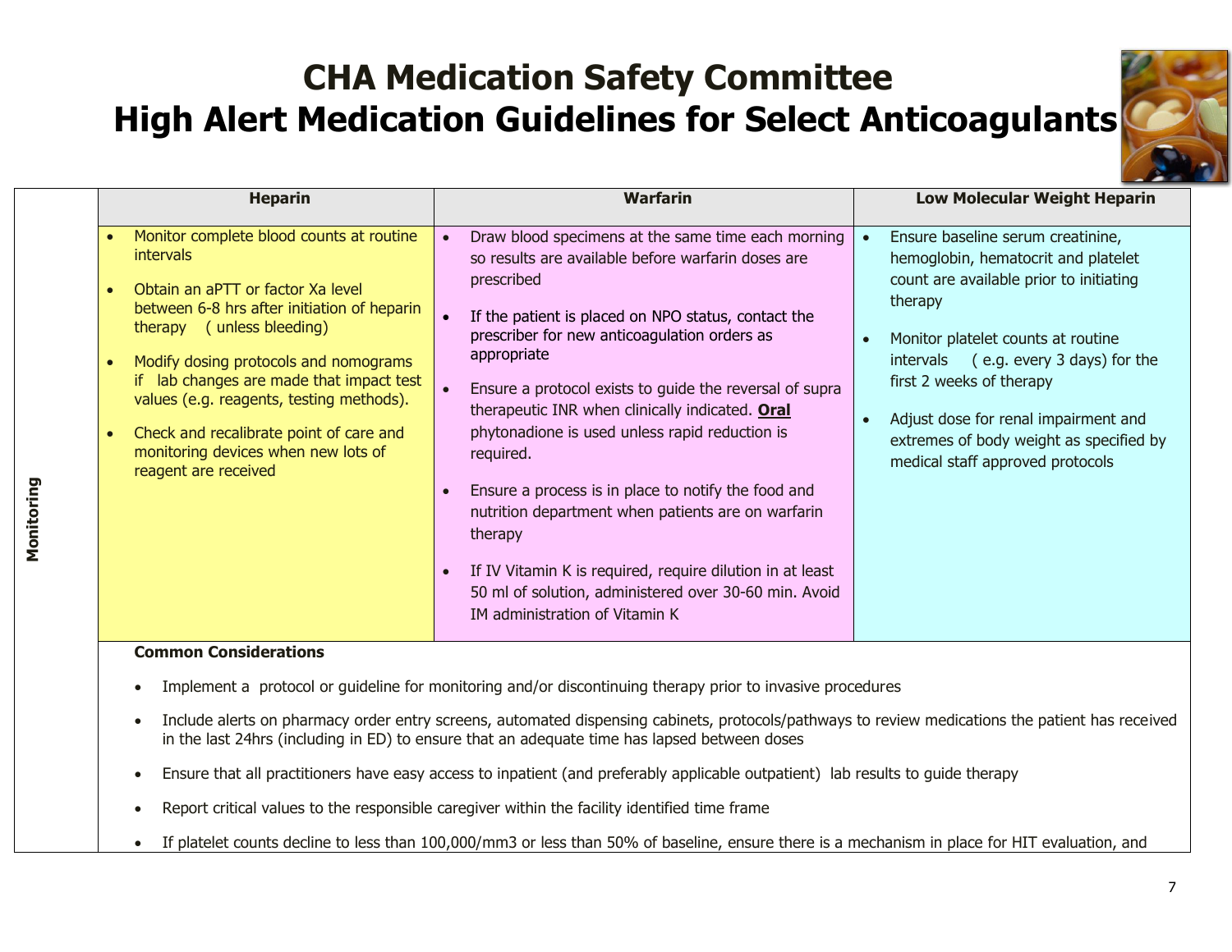# CHA Medication Safety Committee
# High Alert Medication Guidelines for Select Anticoagulants

## Monitoring

| Heparin | Warfarin | Low Molecular Weight Heparin |
|---|---|---|
| • Monitor complete blood counts at routine intervals<br>• Obtain an aPTT or factor Xa level between 6-8 hrs after initiation of heparin therapy ( unless bleeding)<br>• Modify dosing protocols and nomograms if lab changes are made that impact test values (e.g. reagents, testing methods).<br>• Check and recalibrate point of care and monitoring devices when new lots of reagent are received | • Draw blood specimens at the same time each morning so results are available before warfarin doses are prescribed<br>• If the patient is placed on NPO status, contact the prescriber for new anticoagulation orders as appropriate<br>• Ensure a protocol exists to guide the reversal of supra therapeutic INR when clinically indicated. **Oral** phytonadione is used unless rapid reduction is required.<br>• Ensure a process is in place to notify the food and nutrition department when patients are on warfarin therapy<br>• If IV Vitamin K is required, require dilution in at least 50 ml of solution, administered over 30-60 min. Avoid IM administration of Vitamin K | • Ensure baseline serum creatinine, hemoglobin, hematocrit and platelet count are available prior to initiating therapy<br>• Monitor platelet counts at routine intervals ( e.g. every 3 days) for the first 2 weeks of therapy<br>• Adjust dose for renal impairment and extremes of body weight as specified by medical staff approved protocols |

**Common Considerations**

- Implement a protocol or guideline for monitoring and/or discontinuing therapy prior to invasive procedures
- Include alerts on pharmacy order entry screens, automated dispensing cabinets, protocols/pathways to review medications the patient has received in the last 24hrs (including in ED) to ensure that an adequate time has lapsed between doses
- Ensure that all practitioners have easy access to inpatient (and preferably applicable outpatient) lab results to guide therapy
- Report critical values to the responsible caregiver within the facility identified time frame
- If platelet counts decline to less than 100,000/mm3 or less than 50% of baseline, ensure there is a mechanism in place for HIT evaluation, and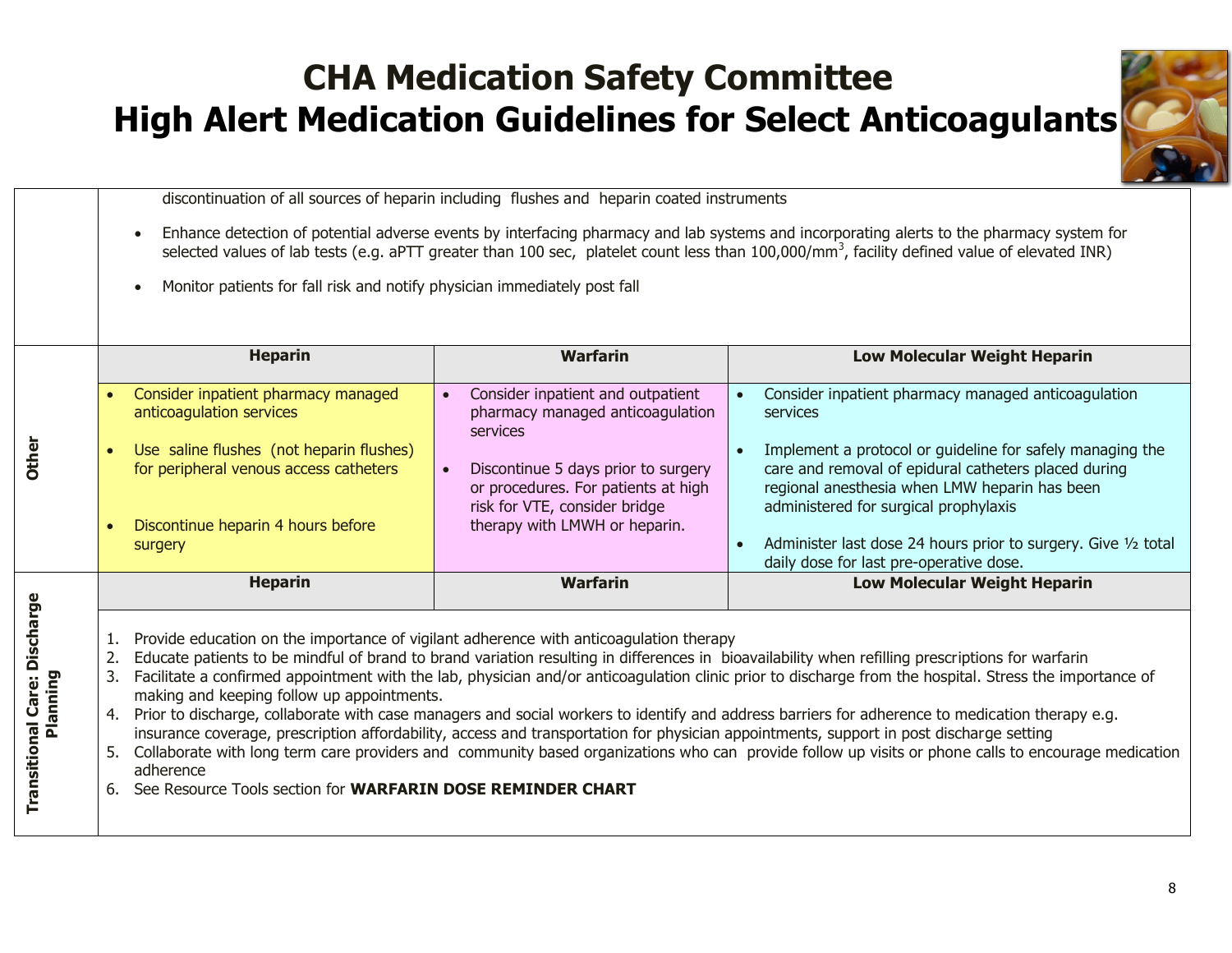# CHA Medication Safety Committee
# High Alert Medication Guidelines for Select Anticoagulants

| | | | |
|---|---|---|---|
| | discontinuation of all sources of heparin including flushes and heparin coated instruments<br><br>• Enhance detection of potential adverse events by interfacing pharmacy and lab systems and incorporating alerts to the pharmacy system for selected values of lab tests (e.g. aPTT greater than 100 sec, platelet count less than $100{,}000/mm^3$, facility defined value of elevated INR)<br><br>• Monitor patients for fall risk and notify physician immediately post fall | | |
| **Other** | **Heparin** | **Warfarin** | **Low Molecular Weight Heparin** |
| | • Consider inpatient pharmacy managed anticoagulation services<br>• Use saline flushes (not heparin flushes) for peripheral venous access catheters<br>• Discontinue heparin 4 hours before surgery | • Consider inpatient and outpatient pharmacy managed anticoagulation services<br>• Discontinue 5 days prior to surgery or procedures. For patients at high risk for VTE, consider bridge therapy with LMWH or heparin. | • Consider inpatient pharmacy managed anticoagulation services<br>• Implement a protocol or guideline for safely managing the care and removal of epidural catheters placed during regional anesthesia when LMW heparin has been administered for surgical prophylaxis<br>• Administer last dose 24 hours prior to surgery. Give ½ total daily dose for last pre-operative dose. |
| **Transitional Care: Discharge Planning** | **Heparin** | **Warfarin** | **Low Molecular Weight Heparin** |
| | 1. Provide education on the importance of vigilant adherence with anticoagulation therapy<br>2. Educate patients to be mindful of brand to brand variation resulting in differences in bioavailability when refilling prescriptions for warfarin<br>3. Facilitate a confirmed appointment with the lab, physician and/or anticoagulation clinic prior to discharge from the hospital. Stress the importance of making and keeping follow up appointments.<br>4. Prior to discharge, collaborate with case managers and social workers to identify and address barriers for adherence to medication therapy e.g. insurance coverage, prescription affordability, access and transportation for physician appointments, support in post discharge setting<br>5. Collaborate with long term care providers and community based organizations who can provide follow up visits or phone calls to encourage medication adherence<br>6. See Resource Tools section for **WARFARIN DOSE REMINDER CHART** | | |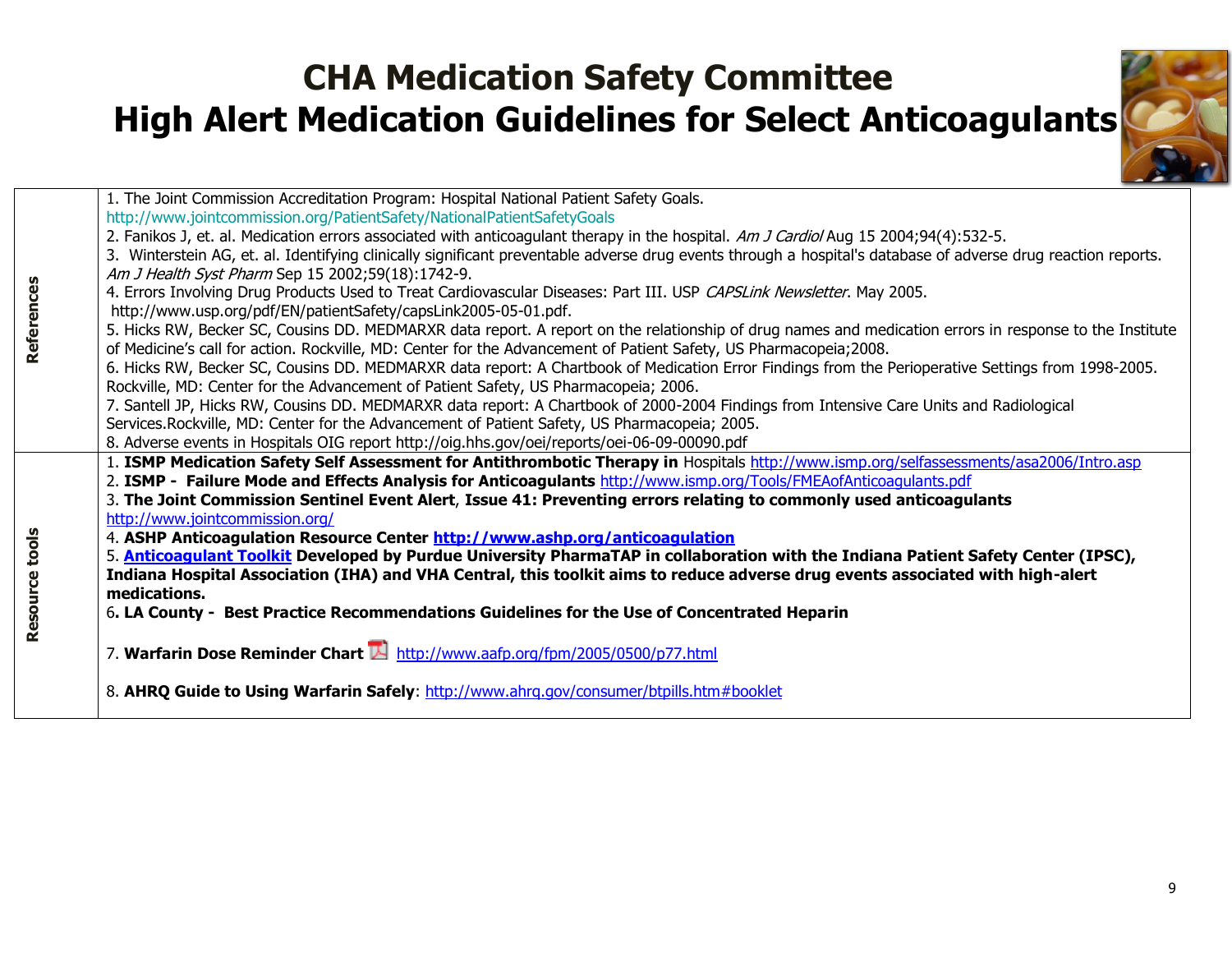# CHA Medication Safety Committee
# High Alert Medication Guidelines for Select Anticoagulants

| | |
|---|---|
| **References** | 1. The Joint Commission Accreditation Program: Hospital National Patient Safety Goals. http://www.jointcommission.org/PatientSafety/NationalPatientSafetyGoals<br>2. Fanikos J, et. al. Medication errors associated with anticoagulant therapy in the hospital. *Am J Cardiol* Aug 15 2004;94(4):532-5.<br>3. Winterstein AG, et. al. Identifying clinically significant preventable adverse drug events through a hospital's database of adverse drug reaction reports. *Am J Health Syst Pharm* Sep 15 2002;59(18):1742-9.<br>4. Errors Involving Drug Products Used to Treat Cardiovascular Diseases: Part III. USP *CAPSLink Newsletter*. May 2005. http://www.usp.org/pdf/EN/patientSafety/capsLink2005-05-01.pdf.<br>5. Hicks RW, Becker SC, Cousins DD. MEDMARXR data report. A report on the relationship of drug names and medication errors in response to the Institute of Medicine's call for action. Rockville, MD: Center for the Advancement of Patient Safety, US Pharmacopeia;2008.<br>6. Hicks RW, Becker SC, Cousins DD. MEDMARXR data report: A Chartbook of Medication Error Findings from the Perioperative Settings from 1998-2005. Rockville, MD: Center for the Advancement of Patient Safety, US Pharmacopeia; 2006.<br>7. Santell JP, Hicks RW, Cousins DD. MEDMARXR data report: A Chartbook of 2000-2004 Findings from Intensive Care Units and Radiological Services.Rockville, MD: Center for the Advancement of Patient Safety, US Pharmacopeia; 2005.<br>8. Adverse events in Hospitals OIG report http://oig.hhs.gov/oei/reports/oei-06-09-00090.pdf |
| **Resource tools** | 1. **ISMP Medication Safety Self Assessment for Antithrombotic Therapy in** Hospitals http://www.ismp.org/selfassessments/asa2006/Intro.asp<br>2. **ISMP - Failure Mode and Effects Analysis for Anticoagulants** http://www.ismp.org/Tools/FMEAofAnticoagulants.pdf<br>3. **The Joint Commission Sentinel Event Alert**, **Issue 41: Preventing errors relating to commonly used anticoagulants** http://www.jointcommission.org/<br>4. **ASHP Anticoagulation Resource Center http://www.ashp.org/anticoagulation**<br>5. **Anticoagulant Toolkit Developed by Purdue University PharmaTAP in collaboration with the Indiana Patient Safety Center (IPSC), Indiana Hospital Association (IHA) and VHA Central, this toolkit aims to reduce adverse drug events associated with high-alert medications.**<br>6**. LA County - Best Practice Recommendations Guidelines for the Use of Concentrated Heparin**<br>7. **Warfarin Dose Reminder Chart** http://www.aafp.org/fpm/2005/0500/p77.html<br>8. **AHRQ Guide to Using Warfarin Safely**: http://www.ahrq.gov/consumer/btpills.htm#booklet |